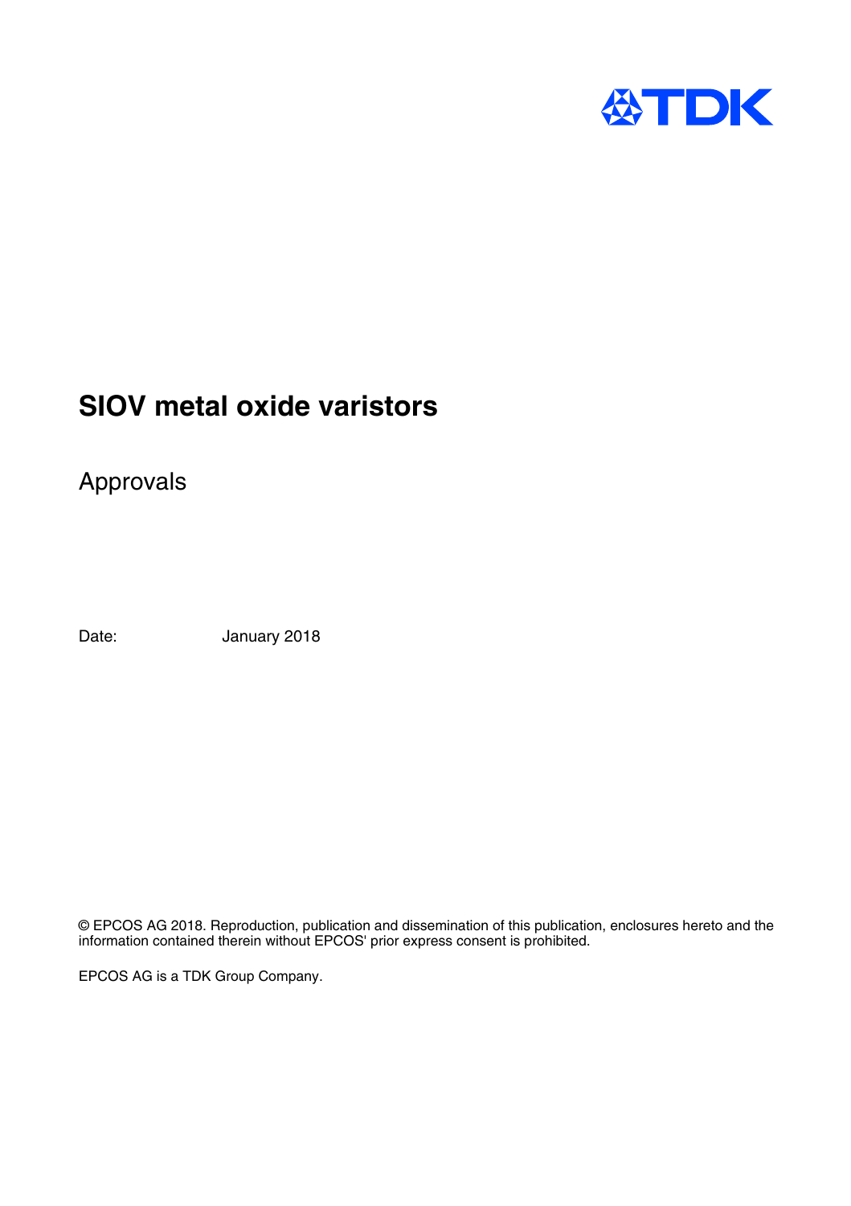# SIOV metal oxide varistors

## Approvals

Date: January 2018

© EPCOS AG 2018. Reproduction, publication and dissemination of this publication, enclosures hereto and the information contained therein without EPCOS' prior express consent is prohibited.

EPCOS AG is a TDK Group Company.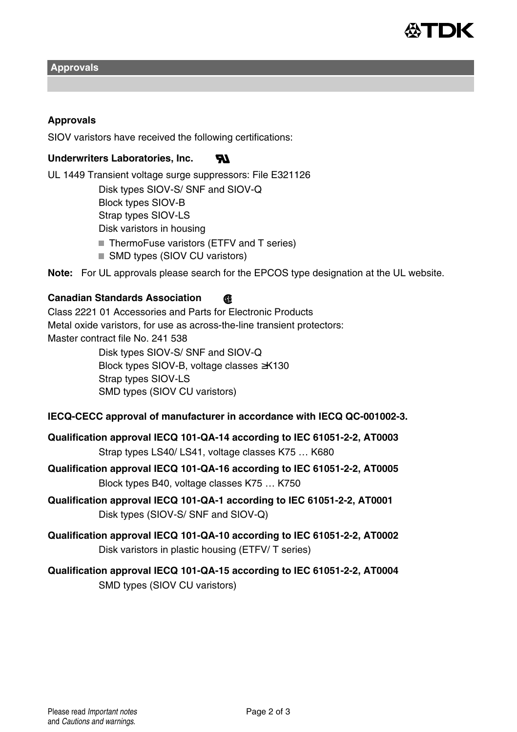## Approvals

### Approvals

SIOV varistors have received the following certifications:

**Underwriters Laboratories, Inc.**

UL 1449 Transient voltage surge suppressors: File E321126

Disk types SIOV-S/ SNF and SIOV-Q
Block types SIOV-B
Strap types SIOV-LS
Disk varistors in housing

- ThermoFuse varistors (ETFV and T series)
- SMD types (SIOV CU varistors)

**Note:** For UL approvals please search for the EPCOS type designation at the UL website.

**Canadian Standards Association**

Class 2221 01 Accessories and Parts for Electronic Products
Metal oxide varistors, for use as across-the-line transient protectors:
Master contract file No. 241 538

Disk types SIOV-S/ SNF and SIOV-Q
Block types SIOV-B, voltage classes ≥K130
Strap types SIOV-LS
SMD types (SIOV CU varistors)

**IECQ-CECC approval of manufacturer in accordance with IECQ QC-001002-3.**

**Qualification approval IECQ 101-QA-14 according to IEC 61051-2-2, AT0003**

Strap types LS40/ LS41, voltage classes K75 … K680

**Qualification approval IECQ 101-QA-16 according to IEC 61051-2-2, AT0005**

Block types B40, voltage classes K75 … K750

**Qualification approval IECQ 101-QA-1 according to IEC 61051-2-2, AT0001**

Disk types (SIOV-S/ SNF and SIOV-Q)

**Qualification approval IECQ 101-QA-10 according to IEC 61051-2-2, AT0002**

Disk varistors in plastic housing (ETFV/ T series)

**Qualification approval IECQ 101-QA-15 according to IEC 61051-2-2, AT0004**

SMD types (SIOV CU varistors)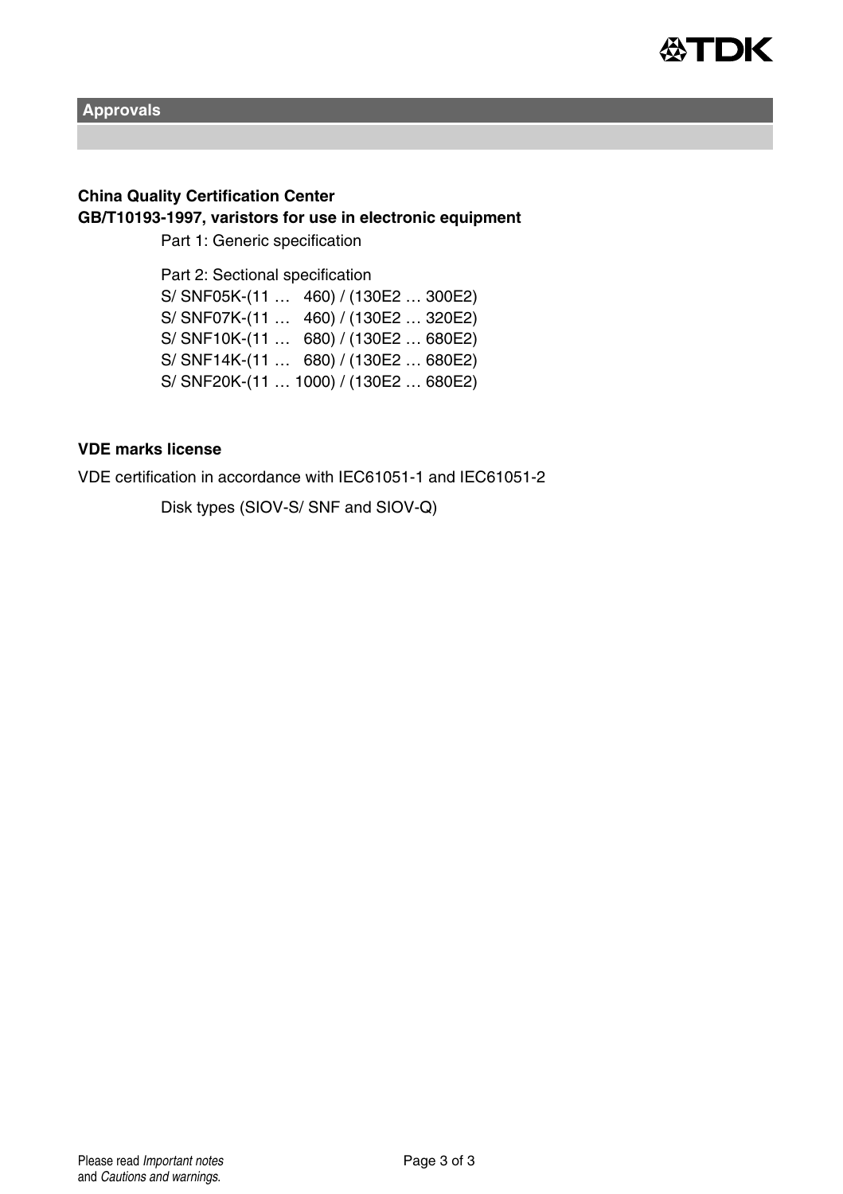## Approvals

**China Quality Certification Center**
**GB/T10193-1997, varistors for use in electronic equipment**

Part 1: Generic specification

Part 2: Sectional specification
S/ SNF05K-(11 … 460) / (130E2 … 300E2)
S/ SNF07K-(11 … 460) / (130E2 … 320E2)
S/ SNF10K-(11 … 680) / (130E2 … 680E2)
S/ SNF14K-(11 … 680) / (130E2 … 680E2)
S/ SNF20K-(11 … 1000) / (130E2 … 680E2)

**VDE marks license**

VDE certification in accordance with IEC61051-1 and IEC61051-2

Disk types (SIOV-S/ SNF and SIOV-Q)

Please read *Important notes*
and *Cautions and warnings.*